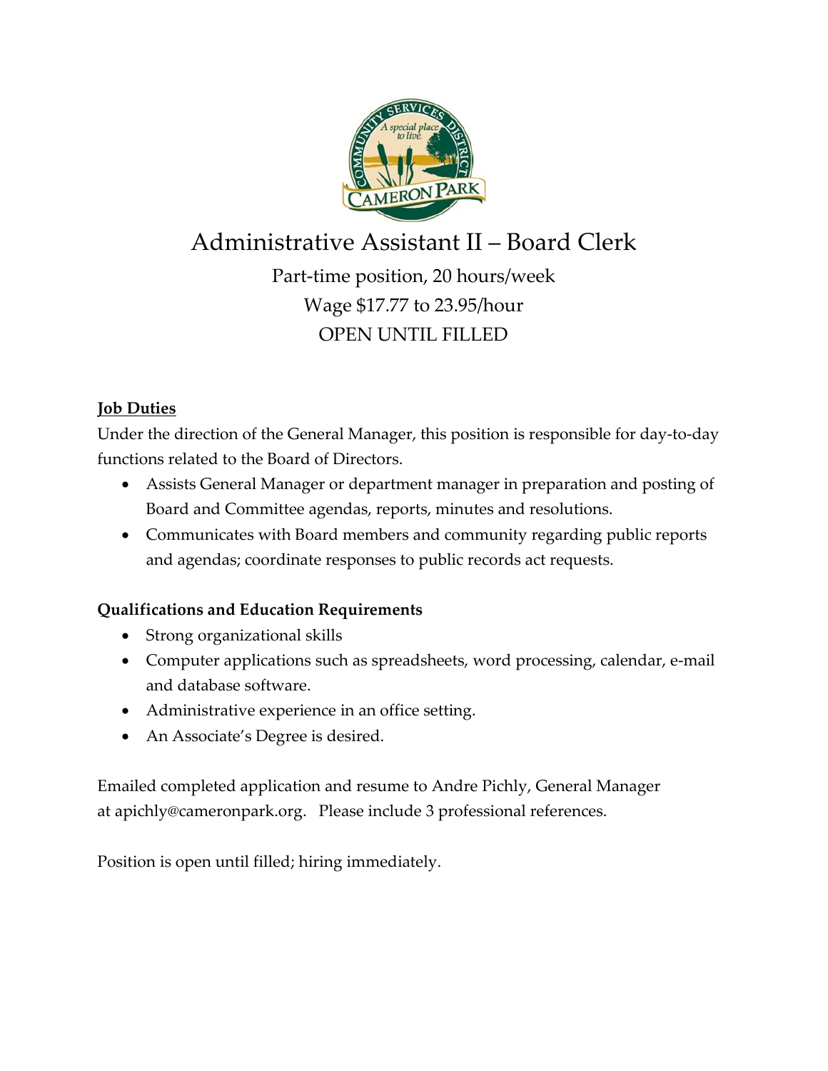# Administrative Assistant II – Board Clerk

Part-time position, 20 hours/week

Wage $17.77 to 23.95/hour

OPEN UNTIL FILLED

**Job Duties**

Under the direction of the General Manager, this position is responsible for day-to-day functions related to the Board of Directors.

- Assists General Manager or department manager in preparation and posting of Board and Committee agendas, reports, minutes and resolutions.
- Communicates with Board members and community regarding public reports and agendas; coordinate responses to public records act requests.

**Qualifications and Education Requirements**

- Strong organizational skills
- Computer applications such as spreadsheets, word processing, calendar, e-mail and database software.
- Administrative experience in an office setting.
- An Associate's Degree is desired.

Emailed completed application and resume to Andre Pichly, General Manager at apichly@cameronpark.org. Please include 3 professional references.

Position is open until filled; hiring immediately.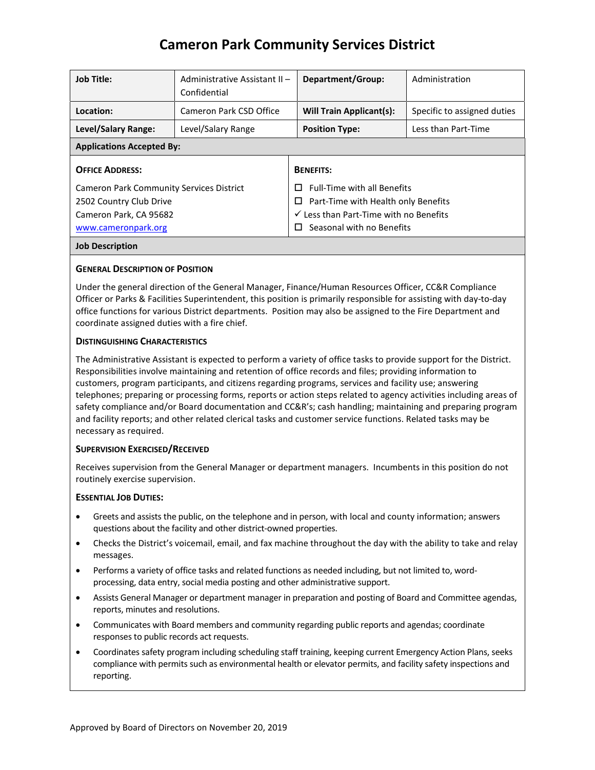# Cameron Park Community Services District

| Job Title: | Administrative Assistant II – Confidential | Department/Group: | Administration |
|---|---|---|---|
| Location: | Cameron Park CSD Office | Will Train Applicant(s): | Specific to assigned duties |
| Level/Salary Range: | Level/Salary Range | Position Type: | Less than Part-Time |

**Applications Accepted By:**

**OFFICE ADDRESS:**

Cameron Park Community Services District
2502 Country Club Drive
Cameron Park, CA 95682
www.cameronpark.org

**BENEFITS:**

- ☐ Full-Time with all Benefits
- ☐ Part-Time with Health only Benefits
- ✓ Less than Part-Time with no Benefits
- ☐ Seasonal with no Benefits

**Job Description**

**GENERAL DESCRIPTION OF POSITION**

Under the general direction of the General Manager, Finance/Human Resources Officer, CC&R Compliance Officer or Parks & Facilities Superintendent, this position is primarily responsible for assisting with day-to-day office functions for various District departments. Position may also be assigned to the Fire Department and coordinate assigned duties with a fire chief.

**DISTINGUISHING CHARACTERISTICS**

The Administrative Assistant is expected to perform a variety of office tasks to provide support for the District. Responsibilities involve maintaining and retention of office records and files; providing information to customers, program participants, and citizens regarding programs, services and facility use; answering telephones; preparing or processing forms, reports or action steps related to agency activities including areas of safety compliance and/or Board documentation and CC&R's; cash handling; maintaining and preparing program and facility reports; and other related clerical tasks and customer service functions. Related tasks may be necessary as required.

**SUPERVISION EXERCISED/RECEIVED**

Receives supervision from the General Manager or department managers. Incumbents in this position do not routinely exercise supervision.

**ESSENTIAL JOB DUTIES:**

- Greets and assists the public, on the telephone and in person, with local and county information; answers questions about the facility and other district-owned properties.
- Checks the District's voicemail, email, and fax machine throughout the day with the ability to take and relay messages.
- Performs a variety of office tasks and related functions as needed including, but not limited to, word-processing, data entry, social media posting and other administrative support.
- Assists General Manager or department manager in preparation and posting of Board and Committee agendas, reports, minutes and resolutions.
- Communicates with Board members and community regarding public reports and agendas; coordinate responses to public records act requests.
- Coordinates safety program including scheduling staff training, keeping current Emergency Action Plans, seeks compliance with permits such as environmental health or elevator permits, and facility safety inspections and reporting.

Approved by Board of Directors on November 20, 2019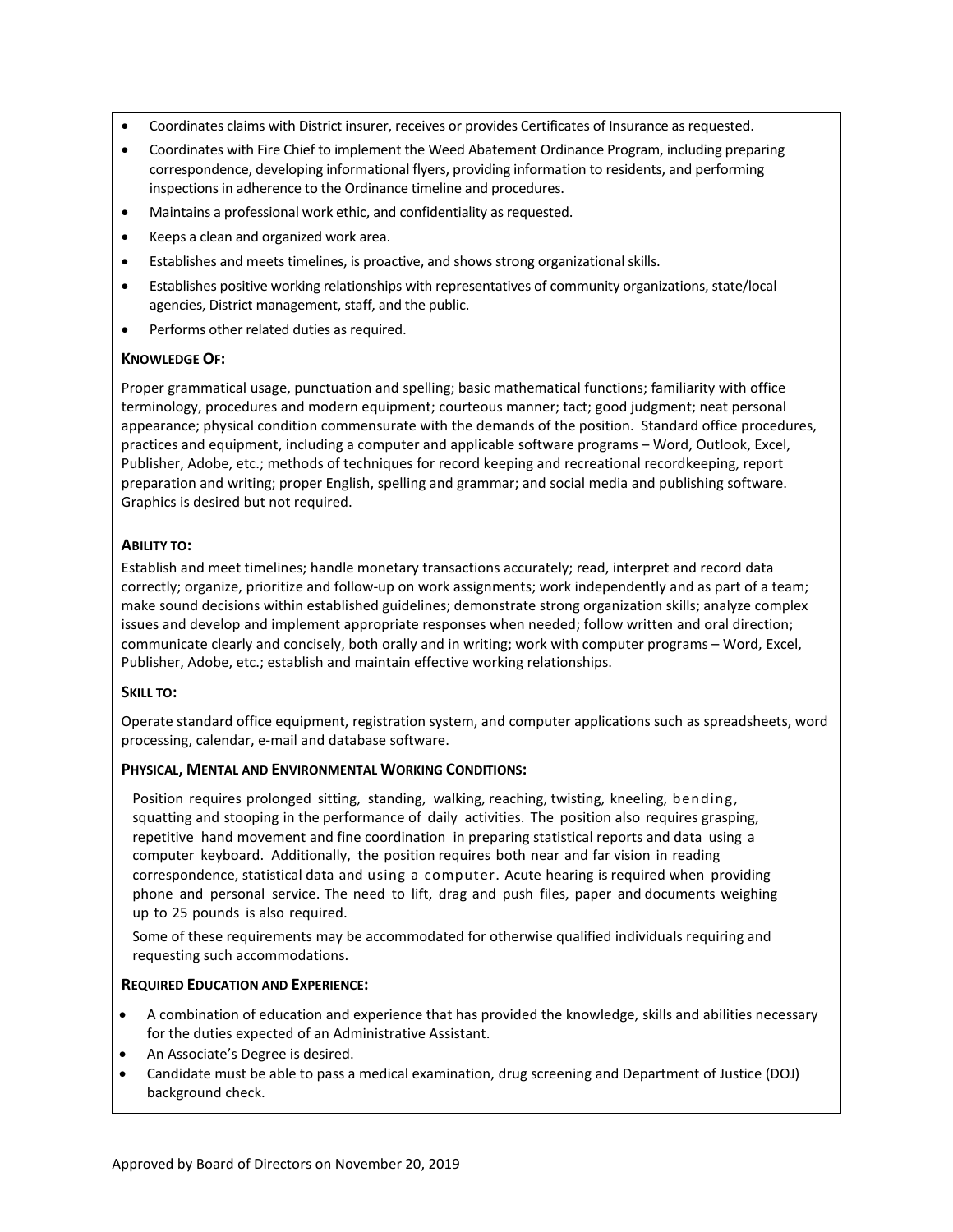- Coordinates claims with District insurer, receives or provides Certificates of Insurance as requested.
- Coordinates with Fire Chief to implement the Weed Abatement Ordinance Program, including preparing correspondence, developing informational flyers, providing information to residents, and performing inspections in adherence to the Ordinance timeline and procedures.
- Maintains a professional work ethic, and confidentiality as requested.
- Keeps a clean and organized work area.
- Establishes and meets timelines, is proactive, and shows strong organizational skills.
- Establishes positive working relationships with representatives of community organizations, state/local agencies, District management, staff, and the public.
- Performs other related duties as required.

**KNOWLEDGE OF:**

Proper grammatical usage, punctuation and spelling; basic mathematical functions; familiarity with office terminology, procedures and modern equipment; courteous manner; tact; good judgment; neat personal appearance; physical condition commensurate with the demands of the position. Standard office procedures, practices and equipment, including a computer and applicable software programs – Word, Outlook, Excel, Publisher, Adobe, etc.; methods of techniques for record keeping and recreational recordkeeping, report preparation and writing; proper English, spelling and grammar; and social media and publishing software. Graphics is desired but not required.

**ABILITY TO:**

Establish and meet timelines; handle monetary transactions accurately; read, interpret and record data correctly; organize, prioritize and follow-up on work assignments; work independently and as part of a team; make sound decisions within established guidelines; demonstrate strong organization skills; analyze complex issues and develop and implement appropriate responses when needed; follow written and oral direction; communicate clearly and concisely, both orally and in writing; work with computer programs – Word, Excel, Publisher, Adobe, etc.; establish and maintain effective working relationships.

**SKILL TO:**

Operate standard office equipment, registration system, and computer applications such as spreadsheets, word processing, calendar, e-mail and database software.

**PHYSICAL, MENTAL AND ENVIRONMENTAL WORKING CONDITIONS:**

Position requires prolonged sitting, standing, walking, reaching, twisting, kneeling, bending, squatting and stooping in the performance of daily activities. The position also requires grasping, repetitive hand movement and fine coordination in preparing statistical reports and data using a computer keyboard. Additionally, the position requires both near and far vision in reading correspondence, statistical data and using a computer. Acute hearing is required when providing phone and personal service. The need to lift, drag and push files, paper and documents weighing up to 25 pounds is also required.

Some of these requirements may be accommodated for otherwise qualified individuals requiring and requesting such accommodations.

**REQUIRED EDUCATION AND EXPERIENCE:**

- A combination of education and experience that has provided the knowledge, skills and abilities necessary for the duties expected of an Administrative Assistant.
- An Associate's Degree is desired.
- Candidate must be able to pass a medical examination, drug screening and Department of Justice (DOJ) background check.

Approved by Board of Directors on November 20, 2019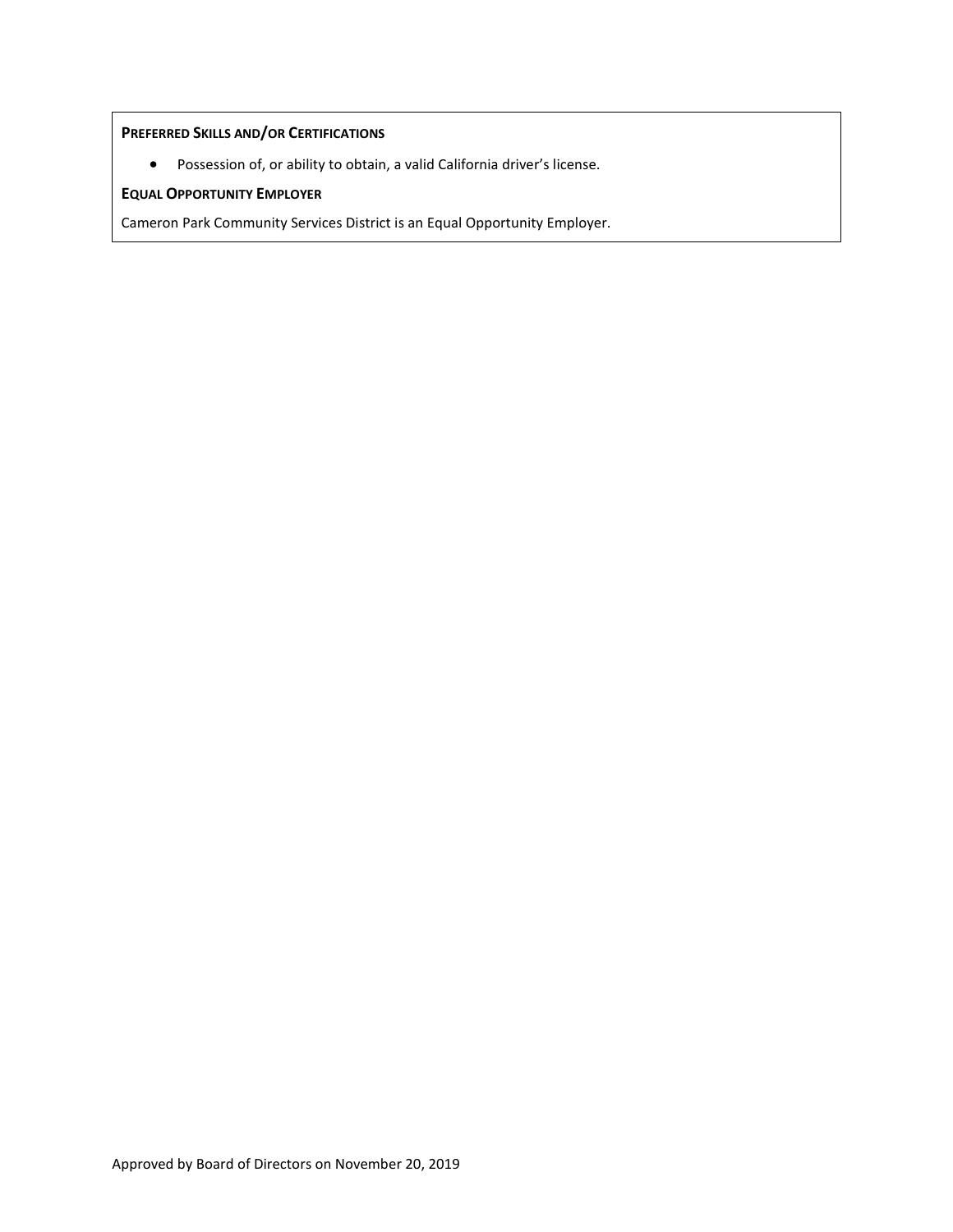**PREFERRED SKILLS AND/OR CERTIFICATIONS**

- Possession of, or ability to obtain, a valid California driver's license.

**EQUAL OPPORTUNITY EMPLOYER**

Cameron Park Community Services District is an Equal Opportunity Employer.

Approved by Board of Directors on November 20, 2019